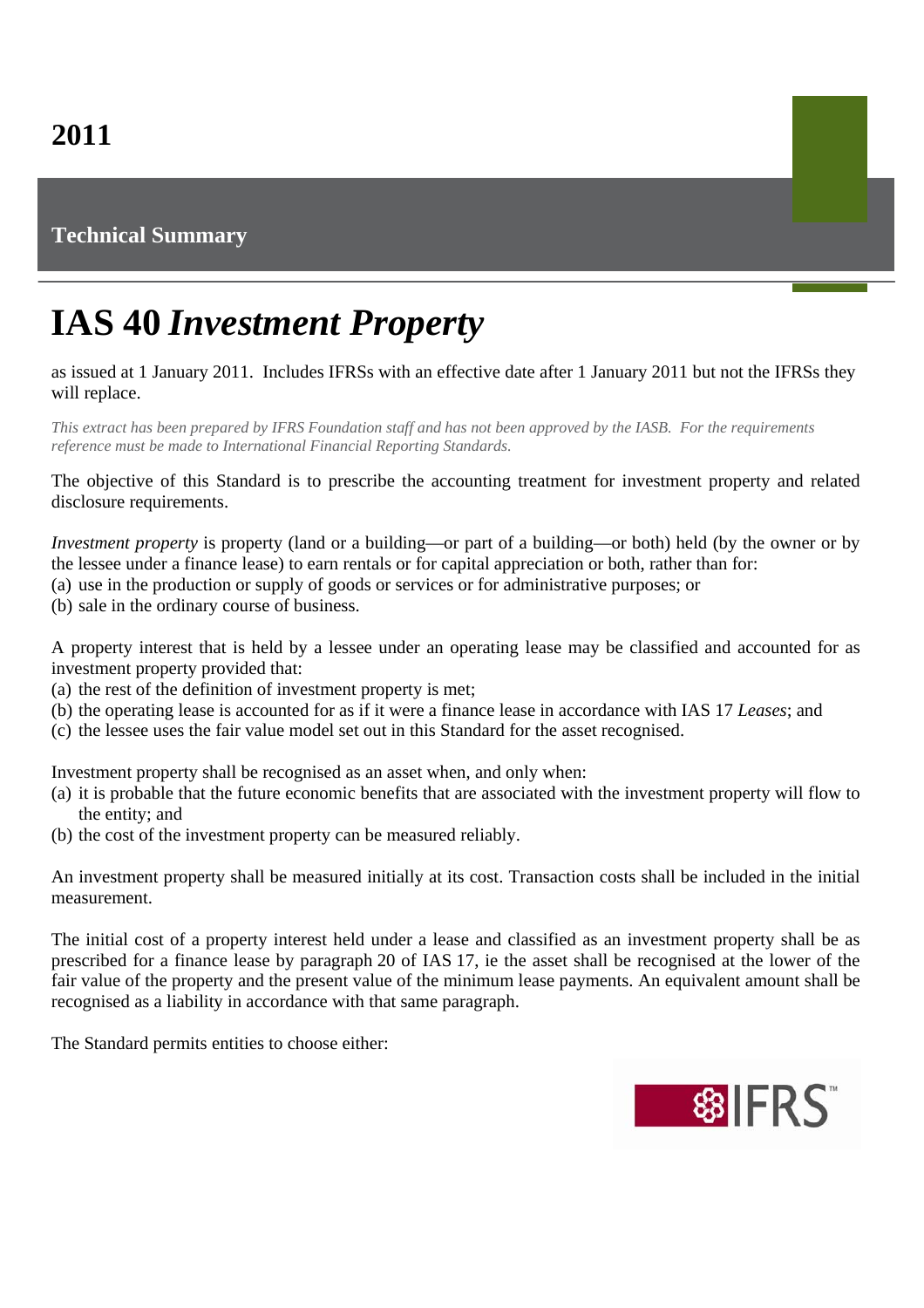2011

**Technical Summary**

# IAS 40 *Investment Property*

as issued at 1 January 2011. Includes IFRSs with an effective date after 1 January 2011 but not the IFRSs they will replace.

*This extract has been prepared by IFRS Foundation staff and has not been approved by the IASB. For the requirements reference must be made to International Financial Reporting Standards.*

The objective of this Standard is to prescribe the accounting treatment for investment property and related disclosure requirements.

*Investment property* is property (land or a building—or part of a building—or both) held (by the owner or by the lessee under a finance lease) to earn rentals or for capital appreciation or both, rather than for:
(a) use in the production or supply of goods or services or for administrative purposes; or
(b) sale in the ordinary course of business.

A property interest that is held by a lessee under an operating lease may be classified and accounted for as investment property provided that:
(a) the rest of the definition of investment property is met;
(b) the operating lease is accounted for as if it were a finance lease in accordance with IAS 17 *Leases*; and
(c) the lessee uses the fair value model set out in this Standard for the asset recognised.

Investment property shall be recognised as an asset when, and only when:
(a) it is probable that the future economic benefits that are associated with the investment property will flow to the entity; and
(b) the cost of the investment property can be measured reliably.

An investment property shall be measured initially at its cost. Transaction costs shall be included in the initial measurement.

The initial cost of a property interest held under a lease and classified as an investment property shall be as prescribed for a finance lease by paragraph 20 of IAS 17, ie the asset shall be recognised at the lower of the fair value of the property and the present value of the minimum lease payments. An equivalent amount shall be recognised as a liability in accordance with that same paragraph.

The Standard permits entities to choose either: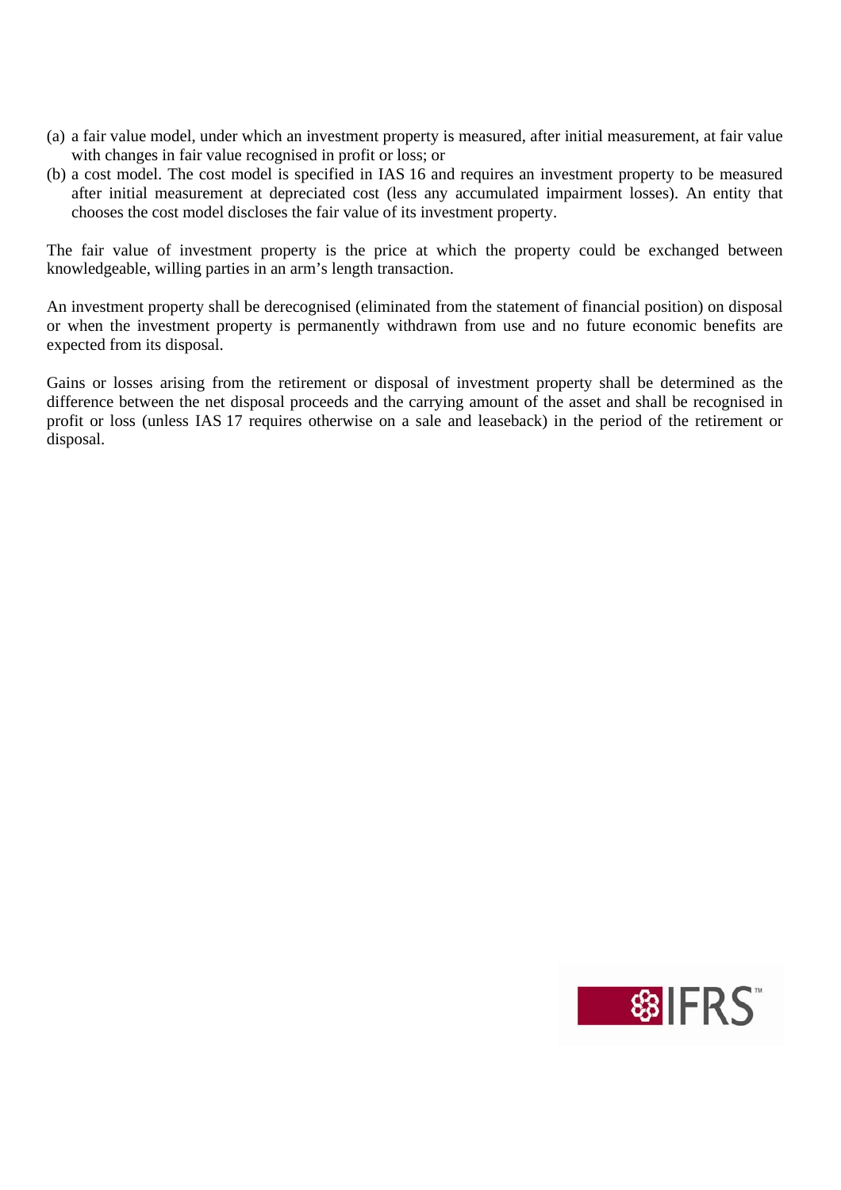(a) a fair value model, under which an investment property is measured, after initial measurement, at fair value with changes in fair value recognised in profit or loss; or

(b) a cost model. The cost model is specified in IAS 16 and requires an investment property to be measured after initial measurement at depreciated cost (less any accumulated impairment losses). An entity that chooses the cost model discloses the fair value of its investment property.

The fair value of investment property is the price at which the property could be exchanged between knowledgeable, willing parties in an arm's length transaction.

An investment property shall be derecognised (eliminated from the statement of financial position) on disposal or when the investment property is permanently withdrawn from use and no future economic benefits are expected from its disposal.

Gains or losses arising from the retirement or disposal of investment property shall be determined as the difference between the net disposal proceeds and the carrying amount of the asset and shall be recognised in profit or loss (unless IAS 17 requires otherwise on a sale and leaseback) in the period of the retirement or disposal.